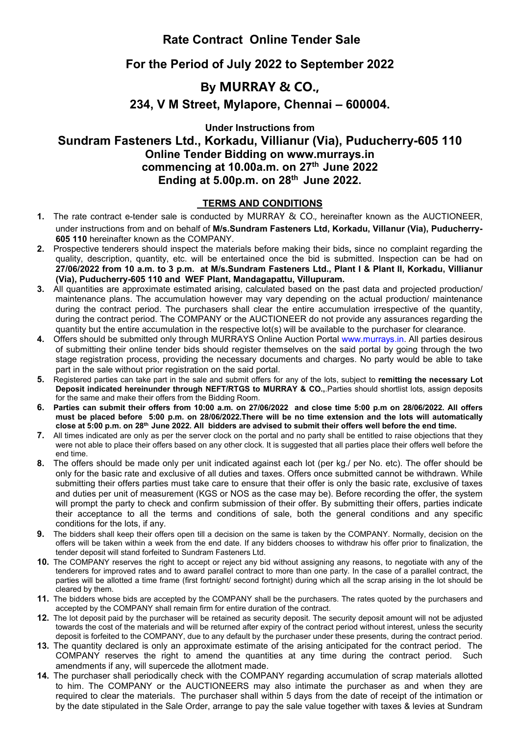# Rate Contract Online Tender Sale

## For the Period of July 2022 to September 2022

## By MURRAY & CO.,

### 234, V M Street, Mylapore, Chennai – 600004.

**Under Instructions from**

## Sundram Fasteners Ltd., Korkadu, Villianur (Via), Puducherry-605 110
## Online Tender Bidding on www.murrays.in
## commencing at 10.00a.m. on 27th June 2022
## Ending at 5.00p.m. on 28th June 2022.

### TERMS AND CONDITIONS

1. The rate contract e-tender sale is conducted by MURRAY & CO., hereinafter known as the AUCTIONEER, under instructions from and on behalf of **M/s.Sundram Fasteners Ltd, Korkadu, Villanur (Via), Puducherry-605 110** hereinafter known as the COMPANY.
2. Prospective tenderers should inspect the materials before making their bids**,** since no complaint regarding the quality, description, quantity, etc. will be entertained once the bid is submitted. Inspection can be had on **27/06/2022 from 10 a.m. to 3 p.m. at M/s.Sundram Fasteners Ltd., Plant I & Plant II, Korkadu, Villianur (Via), Puducherry-605 110 and WEF Plant, Mandagapattu, Villupuram.**
3. All quantities are approximate estimated arising, calculated based on the past data and projected production/ maintenance plans. The accumulation however may vary depending on the actual production/ maintenance during the contract period. The purchasers shall clear the entire accumulation irrespective of the quantity, during the contract period. The COMPANY or the AUCTIONEER do not provide any assurances regarding the quantity but the entire accumulation in the respective lot(s) will be available to the purchaser for clearance.
4. Offers should be submitted only through MURRAYS Online Auction Portal www.murrays.in. All parties desirous of submitting their online tender bids should register themselves on the said portal by going through the two stage registration process, providing the necessary documents and charges. No party would be able to take part in the sale without prior registration on the said portal.
5. Registered parties can take part in the sale and submit offers for any of the lots, subject to **remitting the necessary Lot Deposit indicated hereinunder through NEFT/RTGS to MURRAY & CO.,**.Parties should shortlist lots, assign deposits for the same and make their offers from the Bidding Room.
6. **Parties can submit their offers from 10:00 a.m. on 27/06/2022 and close time 5:00 p.m on 28/06/2022. All offers must be placed before 5:00 p.m. on 28/06/2022.There will be no time extension and the lots will automatically close at 5:00 p.m. on 28th June 2022. All bidders are advised to submit their offers well before the end time.**
7. All times indicated are only as per the server clock on the portal and no party shall be entitled to raise objections that they were not able to place their offers based on any other clock. It is suggested that all parties place their offers well before the end time.
8. The offers should be made only per unit indicated against each lot (per kg./ per No. etc). The offer should be only for the basic rate and exclusive of all duties and taxes. Offers once submitted cannot be withdrawn. While submitting their offers parties must take care to ensure that their offer is only the basic rate, exclusive of taxes and duties per unit of measurement (KGS or NOS as the case may be). Before recording the offer, the system will prompt the party to check and confirm submission of their offer. By submitting their offers, parties indicate their acceptance to all the terms and conditions of sale, both the general conditions and any specific conditions for the lots, if any.
9. The bidders shall keep their offers open till a decision on the same is taken by the COMPANY. Normally, decision on the offers will be taken within a week from the end date. If any bidders chooses to withdraw his offer prior to finalization, the tender deposit will stand forfeited to Sundram Fasteners Ltd.
10. The COMPANY reserves the right to accept or reject any bid without assigning any reasons, to negotiate with any of the tenderers for improved rates and to award parallel contract to more than one party. In the case of a parallel contract, the parties will be allotted a time frame (first fortnight/ second fortnight) during which all the scrap arising in the lot should be cleared by them.
11. The bidders whose bids are accepted by the COMPANY shall be the purchasers. The rates quoted by the purchasers and accepted by the COMPANY shall remain firm for entire duration of the contract.
12. The lot deposit paid by the purchaser will be retained as security deposit. The security deposit amount will not be adjusted towards the cost of the materials and will be returned after expiry of the contract period without interest, unless the security deposit is forfeited to the COMPANY, due to any default by the purchaser under these presents, during the contract period.
13. The quantity declared is only an approximate estimate of the arising anticipated for the contract period. The COMPANY reserves the right to amend the quantities at any time during the contract period. Such amendments if any, will supercede the allotment made.
14. The purchaser shall periodically check with the COMPANY regarding accumulation of scrap materials allotted to him. The COMPANY or the AUCTIONEERS may also intimate the purchaser as and when they are required to clear the materials. The purchaser shall within 5 days from the date of receipt of the intimation or by the date stipulated in the Sale Order, arrange to pay the sale value together with taxes & levies at Sundram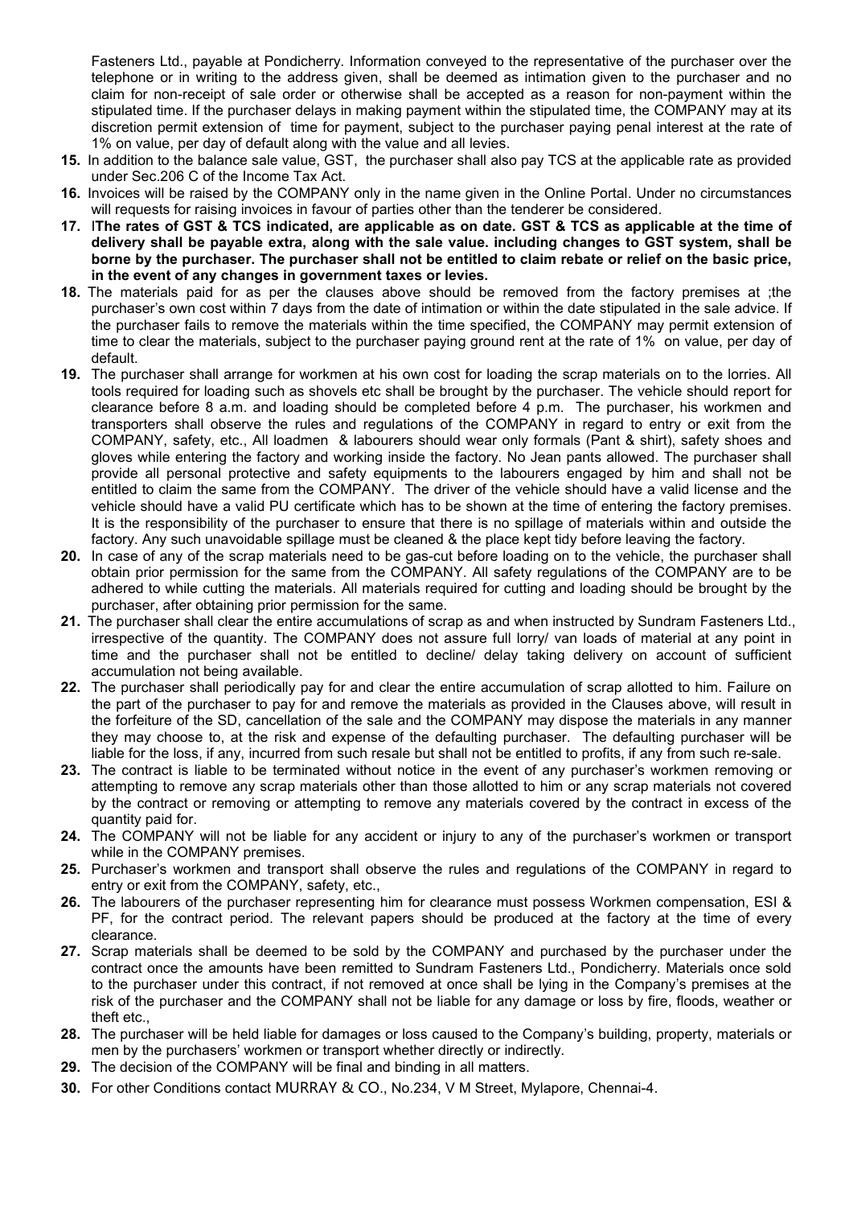Fasteners Ltd., payable at Pondicherry. Information conveyed to the representative of the purchaser over the telephone or in writing to the address given, shall be deemed as intimation given to the purchaser and no claim for non-receipt of sale order or otherwise shall be accepted as a reason for non-payment within the stipulated time. If the purchaser delays in making payment within the stipulated time, the COMPANY may at its discretion permit extension of time for payment, subject to the purchaser paying penal interest at the rate of 1% on value, per day of default along with the value and all levies.

**15.** In addition to the balance sale value, GST, the purchaser shall also pay TCS at the applicable rate as provided under Sec.206 C of the Income Tax Act.

**16.** Invoices will be raised by the COMPANY only in the name given in the Online Portal. Under no circumstances will requests for raising invoices in favour of parties other than the tenderer be considered.

**17.** I**The rates of GST & TCS indicated, are applicable as on date. GST & TCS as applicable at the time of delivery shall be payable extra, along with the sale value. including changes to GST system, shall be borne by the purchaser. The purchaser shall not be entitled to claim rebate or relief on the basic price, in the event of any changes in government taxes or levies.**

**18.** The materials paid for as per the clauses above should be removed from the factory premises at ;the purchaser's own cost within 7 days from the date of intimation or within the date stipulated in the sale advice. If the purchaser fails to remove the materials within the time specified, the COMPANY may permit extension of time to clear the materials, subject to the purchaser paying ground rent at the rate of 1% on value, per day of default.

**19.** The purchaser shall arrange for workmen at his own cost for loading the scrap materials on to the lorries. All tools required for loading such as shovels etc shall be brought by the purchaser. The vehicle should report for clearance before 8 a.m. and loading should be completed before 4 p.m. The purchaser, his workmen and transporters shall observe the rules and regulations of the COMPANY in regard to entry or exit from the COMPANY, safety, etc., All loadmen & labourers should wear only formals (Pant & shirt), safety shoes and gloves while entering the factory and working inside the factory. No Jean pants allowed. The purchaser shall provide all personal protective and safety equipments to the labourers engaged by him and shall not be entitled to claim the same from the COMPANY. The driver of the vehicle should have a valid license and the vehicle should have a valid PU certificate which has to be shown at the time of entering the factory premises. It is the responsibility of the purchaser to ensure that there is no spillage of materials within and outside the factory. Any such unavoidable spillage must be cleaned & the place kept tidy before leaving the factory.

**20.** In case of any of the scrap materials need to be gas-cut before loading on to the vehicle, the purchaser shall obtain prior permission for the same from the COMPANY. All safety regulations of the COMPANY are to be adhered to while cutting the materials. All materials required for cutting and loading should be brought by the purchaser, after obtaining prior permission for the same.

**21.** The purchaser shall clear the entire accumulations of scrap as and when instructed by Sundram Fasteners Ltd., irrespective of the quantity. The COMPANY does not assure full lorry/ van loads of material at any point in time and the purchaser shall not be entitled to decline/ delay taking delivery on account of sufficient accumulation not being available.

**22.** The purchaser shall periodically pay for and clear the entire accumulation of scrap allotted to him. Failure on the part of the purchaser to pay for and remove the materials as provided in the Clauses above, will result in the forfeiture of the SD, cancellation of the sale and the COMPANY may dispose the materials in any manner they may choose to, at the risk and expense of the defaulting purchaser. The defaulting purchaser will be liable for the loss, if any, incurred from such resale but shall not be entitled to profits, if any from such re-sale.

**23.** The contract is liable to be terminated without notice in the event of any purchaser's workmen removing or attempting to remove any scrap materials other than those allotted to him or any scrap materials not covered by the contract or removing or attempting to remove any materials covered by the contract in excess of the quantity paid for.

**24.** The COMPANY will not be liable for any accident or injury to any of the purchaser's workmen or transport while in the COMPANY premises.

**25.** Purchaser's workmen and transport shall observe the rules and regulations of the COMPANY in regard to entry or exit from the COMPANY, safety, etc.,

**26.** The labourers of the purchaser representing him for clearance must possess Workmen compensation, ESI & PF, for the contract period. The relevant papers should be produced at the factory at the time of every clearance.

**27.** Scrap materials shall be deemed to be sold by the COMPANY and purchased by the purchaser under the contract once the amounts have been remitted to Sundram Fasteners Ltd., Pondicherry. Materials once sold to the purchaser under this contract, if not removed at once shall be lying in the Company's premises at the risk of the purchaser and the COMPANY shall not be liable for any damage or loss by fire, floods, weather or theft etc.,

**28.** The purchaser will be held liable for damages or loss caused to the Company's building, property, materials or men by the purchasers' workmen or transport whether directly or indirectly.

**29.** The decision of the COMPANY will be final and binding in all matters.

**30.** For other Conditions contact MURRAY & CO., No.234, V M Street, Mylapore, Chennai-4.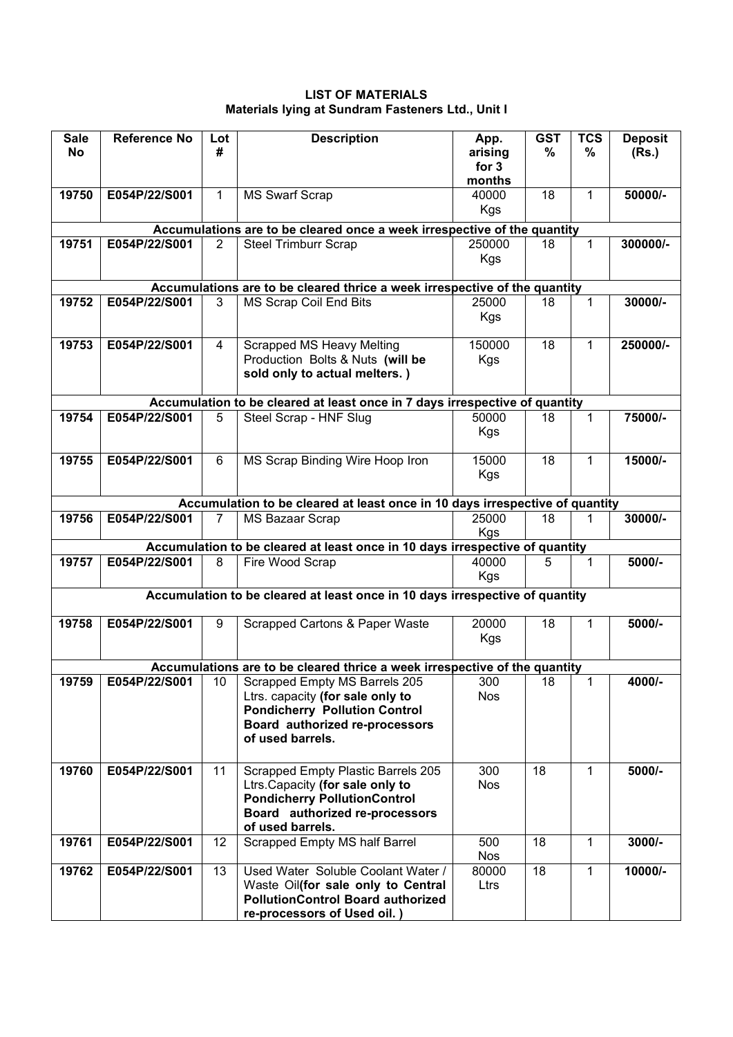**LIST OF MATERIALS**
**Materials lying at Sundram Fasteners Ltd., Unit I**

| Sale No | Reference No | Lot # | Description | App. arising for 3 months | GST % | TCS % | Deposit (Rs.) |
|---|---|---|---|---|---|---|---|
| **19750** | **E054P/22/S001** | 1 | MS Swarf Scrap | 40000 Kgs | 18 | 1 | **50000/-** |
| **Accumulations are to be cleared once a week irrespective of the quantity** | | | | | | | |
| **19751** | **E054P/22/S001** | 2 | Steel Trimburr Scrap | 250000 Kgs | 18 | 1 | **300000/-** |
| **Accumulations are to be cleared thrice a week irrespective of the quantity** | | | | | | | |
| **19752** | **E054P/22/S001** | 3 | MS Scrap Coil End Bits | 25000 Kgs | 18 | 1 | **30000/-** |
| **19753** | **E054P/22/S001** | 4 | Scrapped MS Heavy Melting Production Bolts & Nuts **(will be sold only to actual melters. )** | 150000 Kgs | 18 | 1 | **250000/-** |
| **Accumulation to be cleared at least once in 7 days irrespective of quantity** | | | | | | | |
| **19754** | **E054P/22/S001** | 5 | Steel Scrap - HNF Slug | 50000 Kgs | 18 | 1 | **75000/-** |
| **19755** | **E054P/22/S001** | 6 | MS Scrap Binding Wire Hoop Iron | 15000 Kgs | 18 | 1 | **15000/-** |
| **Accumulation to be cleared at least once in 10 days irrespective of quantity** | | | | | | | |
| **19756** | **E054P/22/S001** | 7 | MS Bazaar Scrap | 25000 Kgs | 18 | 1 | **30000/-** |
| **Accumulation to be cleared at least once in 10 days irrespective of quantity** | | | | | | | |
| **19757** | **E054P/22/S001** | 8 | Fire Wood Scrap | 40000 Kgs | 5 | 1 | **5000/-** |
| **Accumulation to be cleared at least once in 10 days irrespective of quantity** | | | | | | | |
| **19758** | **E054P/22/S001** | 9 | Scrapped Cartons & Paper Waste | 20000 Kgs | 18 | 1 | **5000/-** |
| **Accumulations are to be cleared thrice a week irrespective of the quantity** | | | | | | | |
| **19759** | **E054P/22/S001** | 10 | Scrapped Empty MS Barrels 205 Ltrs. capacity **(for sale only to Pondicherry Pollution Control Board authorized re-processors of used barrels.** | 300 Nos | 18 | 1 | **4000/-** |
| **19760** | **E054P/22/S001** | 11 | Scrapped Empty Plastic Barrels 205 Ltrs.Capacity **(for sale only to Pondicherry PollutionControl Board authorized re-processors of used barrels.** | 300 Nos | 18 | 1 | **5000/-** |
| **19761** | **E054P/22/S001** | 12 | Scrapped Empty MS half Barrel | 500 Nos | 18 | 1 | **3000/-** |
| **19762** | **E054P/22/S001** | 13 | Used Water Soluble Coolant Water / Waste Oil**(for sale only to Central PollutionControl Board authorized re-processors of Used oil. )** | 80000 Ltrs | 18 | 1 | **10000/-** |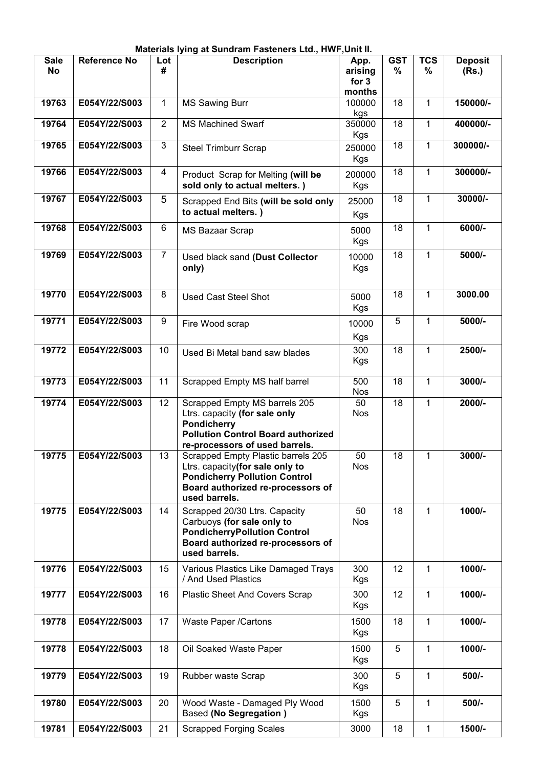**Materials lying at Sundram Fasteners Ltd., HWF,Unit II.**

| Sale No | Reference No | Lot # | Description | App. arising for 3 months | GST % | TCS % | Deposit (Rs.) |
|---|---|---|---|---|---|---|---|
| **19763** | **E054Y/22/S003** | 1 | MS Sawing Burr | 100000 kgs | 18 | 1 | **150000/-** |
| **19764** | **E054Y/22/S003** | 2 | MS Machined Swarf | 350000 Kgs | 18 | 1 | **400000/-** |
| **19765** | **E054Y/22/S003** | 3 | Steel Trimburr Scrap | 250000 Kgs | 18 | 1 | **300000/-** |
| **19766** | **E054Y/22/S003** | 4 | Product Scrap for Melting **(will be sold only to actual melters. )** | 200000 Kgs | 18 | 1 | **300000/-** |
| **19767** | **E054Y/22/S003** | 5 | Scrapped End Bits **(will be sold only to actual melters. )** | 25000 Kgs | 18 | 1 | **30000/-** |
| **19768** | **E054Y/22/S003** | 6 | MS Bazaar Scrap | 5000 Kgs | 18 | 1 | **6000/-** |
| **19769** | **E054Y/22/S003** | 7 | Used black sand **(Dust Collector only)** | 10000 Kgs | 18 | 1 | **5000/-** |
| **19770** | **E054Y/22/S003** | 8 | Used Cast Steel Shot | 5000 Kgs | 18 | 1 | **3000.00** |
| **19771** | **E054Y/22/S003** | 9 | Fire Wood scrap | 10000 Kgs | 5 | 1 | **5000/-** |
| **19772** | **E054Y/22/S003** | 10 | Used Bi Metal band saw blades | 300 Kgs | 18 | 1 | **2500/-** |
| **19773** | **E054Y/22/S003** | 11 | Scrapped Empty MS half barrel | 500 Nos | 18 | 1 | **3000/-** |
| **19774** | **E054Y/22/S003** | 12 | Scrapped Empty MS barrels 205 Ltrs. capacity **(for sale only Pondicherry Pollution Control Board authorized re-processors of used barrels.** | 50 Nos | 18 | 1 | **2000/-** |
| **19775** | **E054Y/22/S003** | 13 | Scrapped Empty Plastic barrels 205 Ltrs. capacity**(for sale only to Pondicherry Pollution Control Board authorized re-processors of used barrels.** | 50 Nos | 18 | 1 | **3000/-** |
| **19775** | **E054Y/22/S003** | 14 | Scrapped 20/30 Ltrs. Capacity Carbuoys **(for sale only to PondicherryPollution Control Board authorized re-processors of used barrels.** | 50 Nos | 18 | 1 | **1000/-** |
| **19776** | **E054Y/22/S003** | 15 | Various Plastics Like Damaged Trays / And Used Plastics | 300 Kgs | 12 | 1 | **1000/-** |
| **19777** | **E054Y/22/S003** | 16 | Plastic Sheet And Covers Scrap | 300 Kgs | 12 | 1 | **1000/-** |
| **19778** | **E054Y/22/S003** | 17 | Waste Paper /Cartons | 1500 Kgs | 18 | 1 | **1000/-** |
| **19778** | **E054Y/22/S003** | 18 | Oil Soaked Waste Paper | 1500 Kgs | 5 | 1 | **1000/-** |
| **19779** | **E054Y/22/S003** | 19 | Rubber waste Scrap | 300 Kgs | 5 | 1 | **500/-** |
| **19780** | **E054Y/22/S003** | 20 | Wood Waste - Damaged Ply Wood Based **(No Segregation )** | 1500 Kgs | 5 | 1 | **500/-** |
| **19781** | **E054Y/22/S003** | 21 | Scrapped Forging Scales | 3000 | 18 | 1 | **1500/-** |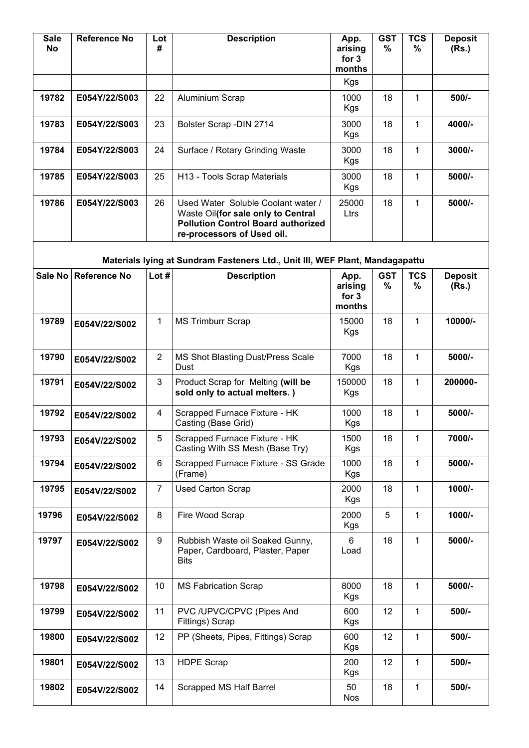| Sale No | Reference No | Lot # | Description | App. arising for 3 months | GST % | TCS % | Deposit (Rs.) |
|---|---|---|---|---|---|---|---|
| | | | | Kgs | | | |
| **19782** | **E054Y/22/S003** | 22 | Aluminium Scrap | 1000 Kgs | 18 | 1 | **500/-** |
| **19783** | **E054Y/22/S003** | 23 | Bolster Scrap -DIN 2714 | 3000 Kgs | 18 | 1 | **4000/-** |
| **19784** | **E054Y/22/S003** | 24 | Surface / Rotary Grinding Waste | 3000 Kgs | 18 | 1 | **3000/-** |
| **19785** | **E054Y/22/S003** | 25 | H13 - Tools Scrap Materials | 3000 Kgs | 18 | 1 | **5000/-** |
| **19786** | **E054Y/22/S003** | 26 | Used Water Soluble Coolant water / Waste Oil**(for sale only to Central Pollution Control Board authorized re-processors of Used oil.** | 25000 Ltrs | 18 | 1 | **5000/-** |

**Materials lying at Sundram Fasteners Ltd., Unit III, WEF Plant, Mandagapattu**

| Sale No | Reference No | Lot # | Description | App. arising for 3 months | GST % | TCS % | Deposit (Rs.) |
|---|---|---|---|---|---|---|---|
| **19789** | **E054V/22/S002** | 1 | MS Trimburr Scrap | 15000 Kgs | 18 | 1 | **10000/-** |
| **19790** | **E054V/22/S002** | 2 | MS Shot Blasting Dust/Press Scale Dust | 7000 Kgs | 18 | 1 | **5000/-** |
| **19791** | **E054V/22/S002** | 3 | Product Scrap for Melting **(will be sold only to actual melters. )** | 150000 Kgs | 18 | 1 | **200000-** |
| **19792** | **E054V/22/S002** | 4 | Scrapped Furnace Fixture - HK Casting (Base Grid) | 1000 Kgs | 18 | 1 | **5000/-** |
| **19793** | **E054V/22/S002** | 5 | Scrapped Furnace Fixture - HK Casting With SS Mesh (Base Try) | 1500 Kgs | 18 | 1 | **7000/-** |
| **19794** | **E054V/22/S002** | 6 | Scrapped Furnace Fixture - SS Grade (Frame) | 1000 Kgs | 18 | 1 | **5000/-** |
| **19795** | **E054V/22/S002** | 7 | Used Carton Scrap | 2000 Kgs | 18 | 1 | **1000/-** |
| **19796** | **E054V/22/S002** | 8 | Fire Wood Scrap | 2000 Kgs | 5 | 1 | **1000/-** |
| **19797** | **E054V/22/S002** | 9 | Rubbish Waste oil Soaked Gunny, Paper, Cardboard, Plaster, Paper Bits | 6 Load | 18 | 1 | **5000/-** |
| **19798** | **E054V/22/S002** | 10 | MS Fabrication Scrap | 8000 Kgs | 18 | 1 | **5000/-** |
| **19799** | **E054V/22/S002** | 11 | PVC /UPVC/CPVC (Pipes And Fittings) Scrap | 600 Kgs | 12 | 1 | **500/-** |
| **19800** | **E054V/22/S002** | 12 | PP (Sheets, Pipes, Fittings) Scrap | 600 Kgs | 12 | 1 | **500/-** |
| **19801** | **E054V/22/S002** | 13 | HDPE Scrap | 200 Kgs | 12 | 1 | **500/-** |
| **19802** | **E054V/22/S002** | 14 | Scrapped MS Half Barrel | 50 Nos | 18 | 1 | **500/-** |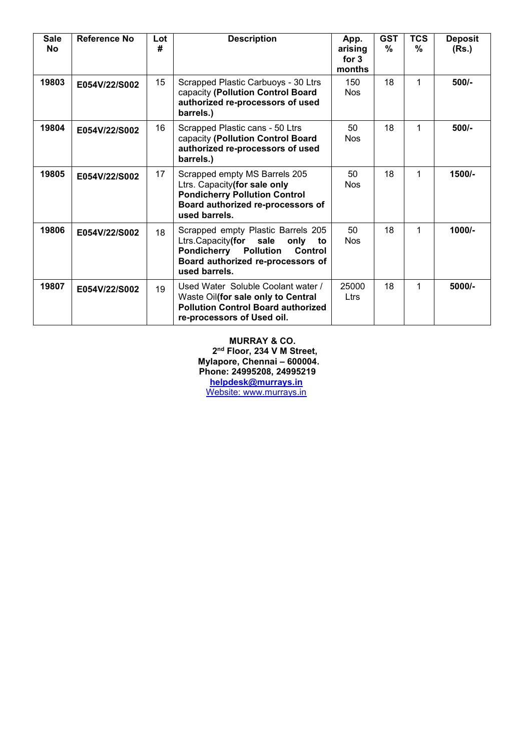| Sale No | Reference No | Lot # | Description | App. arising for 3 months | GST % | TCS % | Deposit (Rs.) |
|---|---|---|---|---|---|---|---|
| **19803** | **E054V/22/S002** | 15 | Scrapped Plastic Carbuoys - 30 Ltrs capacity **(Pollution Control Board authorized re-processors of used barrels.)** | 150 Nos | 18 | 1 | **500/-** |
| **19804** | **E054V/22/S002** | 16 | Scrapped Plastic cans - 50 Ltrs capacity **(Pollution Control Board authorized re-processors of used barrels.)** | 50 Nos | 18 | 1 | **500/-** |
| **19805** | **E054V/22/S002** | 17 | Scrapped empty MS Barrels 205 Ltrs. Capacity**(for sale only Pondicherry Pollution Control Board authorized re-processors of used barrels.** | 50 Nos | 18 | 1 | **1500/-** |
| **19806** | **E054V/22/S002** | 18 | Scrapped empty Plastic Barrels 205 Ltrs.Capacity**(for sale only to Pondicherry Pollution Control Board authorized re-processors of used barrels.** | 50 Nos | 18 | 1 | **1000/-** |
| **19807** | **E054V/22/S002** | 19 | Used Water Soluble Coolant water / Waste Oil**(for sale only to Central Pollution Control Board authorized re-processors of Used oil.** | 25000 Ltrs | 18 | 1 | **5000/-** |

**MURRAY & CO.**
**2nd Floor, 234 V M Street,**
**Mylapore, Chennai – 600004.**
**Phone: 24995208, 24995219**
**helpdesk@murrays.in**
Website: www.murrays.in